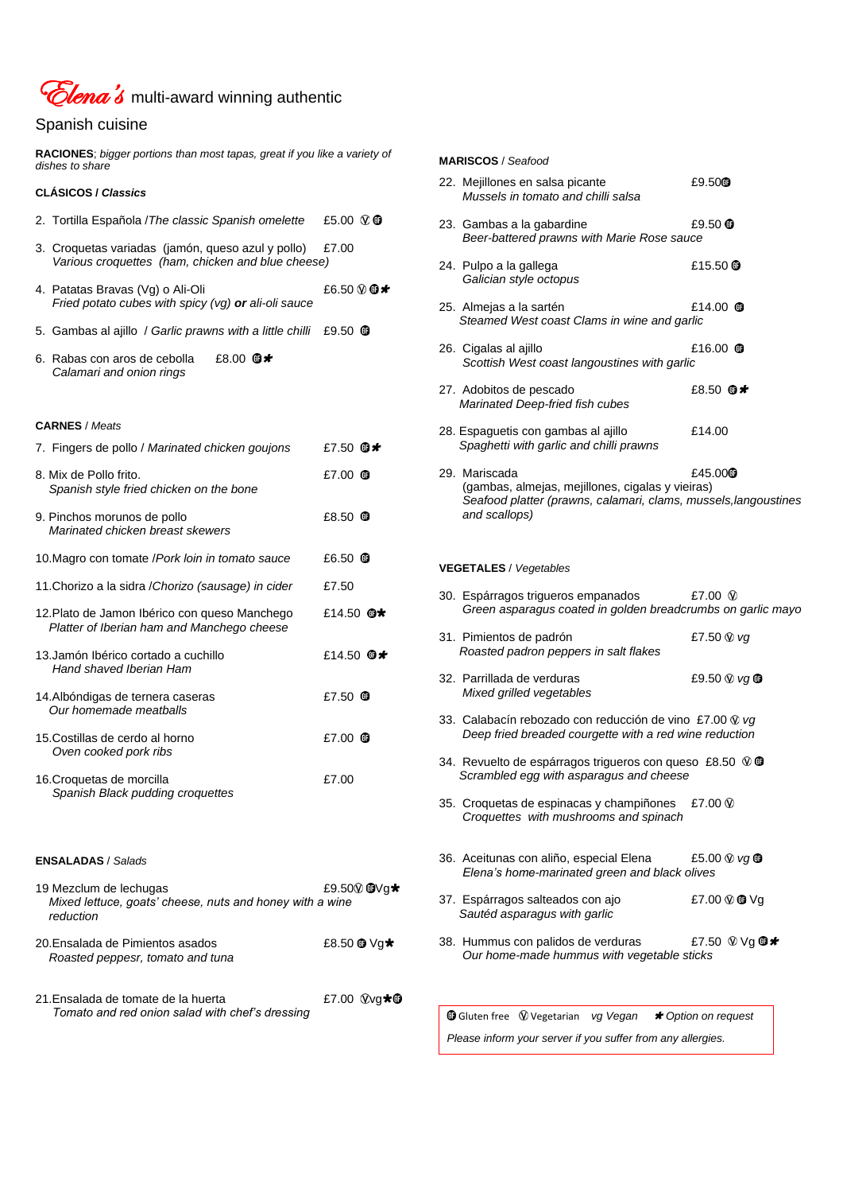# *Elena's* multi-award winning authentic Spanish cuisine

**RACIONES**; *bigger portions than most tapas, great if you like a variety of dishes to share*

## **CLÁSICOS / *Classics***

2. Tortilla Española /*The classic Spanish omelette* £5.00 Ⓥ GF

3. Croquetas variadas (jamón, queso azul y pollo) £7.00
   *Various croquettes (ham, chicken and blue cheese)*

4. Patatas Bravas (Vg) o Ali-Oli £6.50 Ⓥ GF ✱
   *Fried potato cubes with spicy (vg)* ***or*** *ali-oli sauce*

5. Gambas al ajillo / *Garlic prawns with a little chilli* £9.50 GF

6. Rabas con aros de cebolla £8.00 GF ✱
   *Calamari and onion rings*

## **CARNES** / *Meats*

7. Fingers de pollo / *Marinated chicken goujons* £7.50 GF ✱

8. Mix de Pollo frito. £7.00 GF
   *Spanish style fried chicken on the bone*

9. Pinchos morunos de pollo £8.50 GF
   *Marinated chicken breast skewers*

10. Magro con tomate /*Pork loin in tomato sauce* £6.50 GF

11. Chorizo a la sidra /*Chorizo (sausage) in cider* £7.50

12. Plato de Jamon Ibérico con queso Manchego £14.50 GF ✱
    *Platter of Iberian ham and Manchego cheese*

13. Jamón Ibérico cortado a cuchillo £14.50 GF ✱
    *Hand shaved Iberian Ham*

14. Albóndigas de ternera caseras £7.50 GF
    *Our homemade meatballs*

15. Costillas de cerdo al horno £7.00 GF
    *Oven cooked pork ribs*

16. Croquetas de morcilla £7.00
    *Spanish Black pudding croquettes*

## **ENSALADAS** / *Salads*

19 Mezclum de lechugas £9.50 Ⓥ GF Vg ✱
   *Mixed lettuce, goats' cheese, nuts and honey with a wine reduction*

20. Ensalada de Pimientos asados £8.50 GF Vg ✱
    *Roasted peppesr, tomato and tuna*

21. Ensalada de tomate de la huerta £7.00 Ⓥ vg ✱ GF
    *Tomato and red onion salad with chef's dressing*

## **MARISCOS** / *Seafood*

22. Mejillones en salsa picante £9.50 GF
    *Mussels in tomato and chilli salsa*

23. Gambas a la gabardine £9.50 GF
    *Beer-battered prawns with Marie Rose sauce*

24. Pulpo a la gallega £15.50 GF
    *Galician style octopus*

25. Almejas a la sartén £14.00 GF
    *Steamed West coast Clams in wine and garlic*

26. Cigalas al ajillo £16.00 GF
    *Scottish West coast langoustines with garlic*

27. Adobitos de pescado £8.50 GF ✱
    *Marinated Deep-fried fish cubes*

28. Espaguetis con gambas al ajillo £14.00
    *Spaghetti with garlic and chilli prawns*

29. Mariscada £45.00 GF
    (gambas, almejas, mejillones, cigalas y vieiras)
    *Seafood platter (prawns, calamari, clams, mussels, langoustines and scallops)*

## **VEGETALES** / *Vegetables*

30. Espárragos trigueros empanados £7.00 Ⓥ
    *Green asparagus coated in golden breadcrumbs on garlic mayo*

31. Pimientos de padrón £7.50 Ⓥ *vg*
    *Roasted padron peppers in salt flakes*

32. Parrillada de verduras £9.50 Ⓥ *vg* GF
    *Mixed grilled vegetables*

33. Calabacín rebozado con reducción de vino £7.00 Ⓥ *vg*
    *Deep fried breaded courgette with a red wine reduction*

34. Revuelto de espárragos trigueros con queso £8.50 Ⓥ GF
    *Scrambled egg with asparagus and cheese*

35. Croquetas de espinacas y champiñones £7.00 Ⓥ
    *Croquettes with mushrooms and spinach*

36. Aceitunas con aliño, especial Elena £5.00 Ⓥ *vg* GF
    *Elena's home-marinated green and black olives*

37. Espárragos salteados con ajo £7.00 Ⓥ GF Vg
    *Sautéd asparagus with garlic*

38. Hummus con palidos de verduras £7.50 Ⓥ Vg GF ✱
    *Our home-made hummus with vegetable sticks*

GF Gluten free Ⓥ Vegetarian *vg Vegan* ✱ *Option on request*

*Please inform your server if you suffer from any allergies.*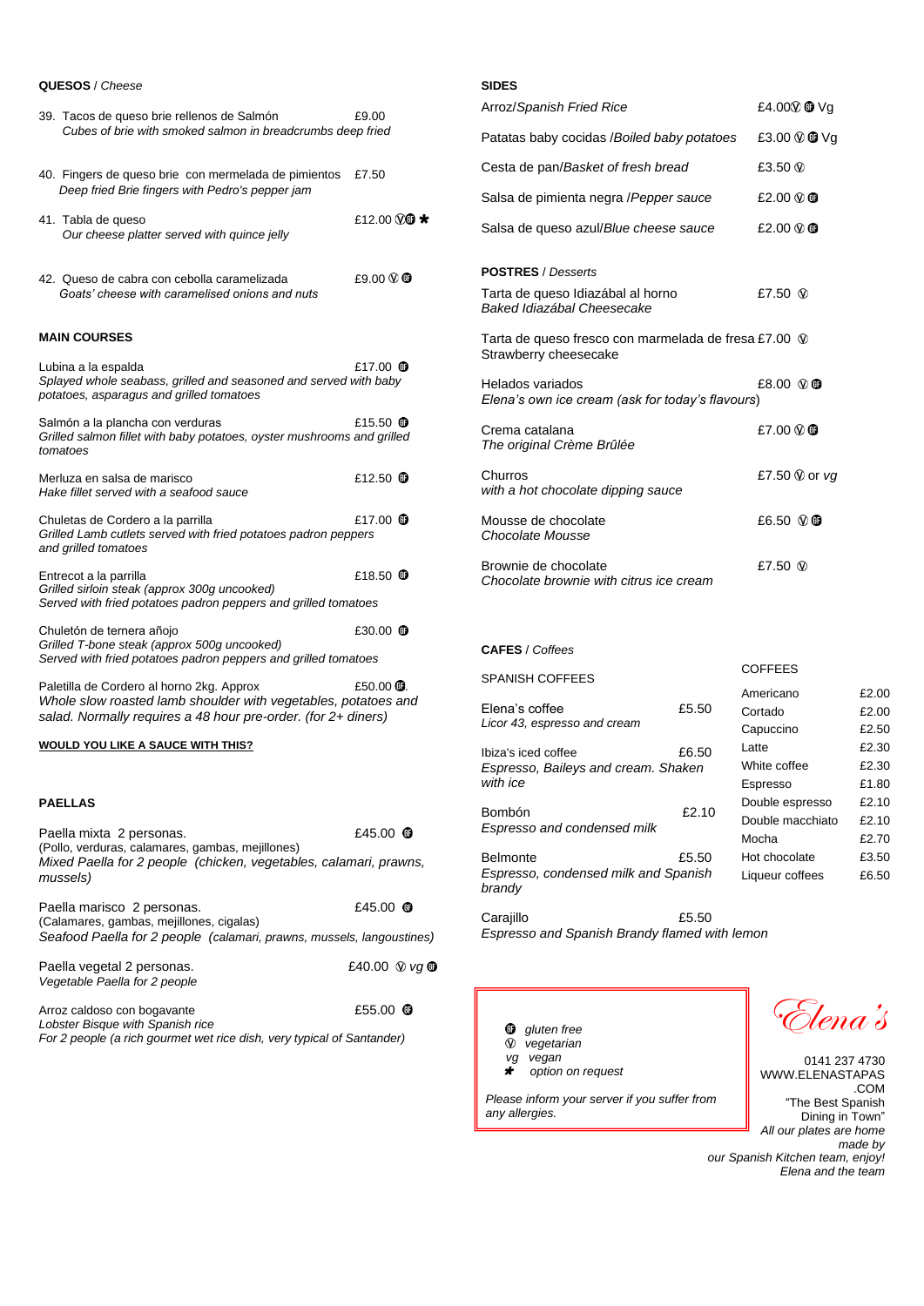**QUESOS** / *Cheese*

39. Tacos de queso brie rellenos de Salmón £9.00
*Cubes of brie with smoked salmon in breadcrumbs deep fried*

40. Fingers de queso brie con mermelada de pimientos £7.50
*Deep fried Brie fingers with Pedro's pepper jam*

41. Tabla de queso £12.00 Ⓥ GF ✱
*Our cheese platter served with quince jelly*

42. Queso de cabra con cebolla caramelizada £9.00 Ⓥ GF
*Goats' cheese with caramelised onions and nuts*

**MAIN COURSES**

Lubina a la espalda £17.00 GF
*Splayed whole seabass, grilled and seasoned and served with baby potatoes, asparagus and grilled tomatoes*

Salmón a la plancha con verduras £15.50 GF
*Grilled salmon fillet with baby potatoes, oyster mushrooms and grilled tomatoes*

Merluza en salsa de marisco £12.50 GF
*Hake fillet served with a seafood sauce*

Chuletas de Cordero a la parrilla £17.00 GF
*Grilled Lamb cutlets served with fried potatoes padron peppers and grilled tomatoes*

Entrecot a la parrilla £18.50 GF
*Grilled sirloin steak (approx 300g uncooked)*
*Served with fried potatoes padron peppers and grilled tomatoes*

Chuletón de ternera añojo £30.00 GF
*Grilled T-bone steak (approx 500g uncooked)*
*Served with fried potatoes padron peppers and grilled tomatoes*

Paletilla de Cordero al horno 2kg. Approx £50.00 GF.
*Whole slow roasted lamb shoulder with vegetables, potatoes and salad. Normally requires a 48 hour pre-order. (for 2+ diners)*

**WOULD YOU LIKE A SAUCE WITH THIS?**

**PAELLAS**

Paella mixta 2 personas. £45.00 GF
(Pollo, verduras, calamares, gambas, mejillones)
*Mixed Paella for 2 people (chicken, vegetables, calamari, prawns, mussels)*

Paella marisco 2 personas. £45.00 GF
(Calamares, gambas, mejillones, cigalas)
*Seafood Paella for 2 people (calamari, prawns, mussels, langoustines)*

Paella vegetal 2 personas. £40.00 Ⓥ *vg* GF
*Vegetable Paella for 2 people*

Arroz caldoso con bogavante £55.00 GF
*Lobster Bisque with Spanish rice*
*For 2 people (a rich gourmet wet rice dish, very typical of Santander)*

**SIDES**

Arroz/*Spanish Fried Rice* £4.00 Ⓥ GF Vg

Patatas baby cocidas /*Boiled baby potatoes* £3.00 Ⓥ GF Vg

Cesta de pan/*Basket of fresh bread* £3.50 Ⓥ

Salsa de pimienta negra /*Pepper sauce* £2.00 Ⓥ GF

Salsa de queso azul/*Blue cheese sauce* £2.00 Ⓥ GF

**POSTRES** / *Desserts*

Tarta de queso Idiazábal al horno £7.50 Ⓥ
*Baked Idiazábal Cheesecake*

Tarta de queso fresco con marmelada de fresa £7.00 Ⓥ
Strawberry cheesecake

Helados variados £8.00 Ⓥ GF
*Elena's own ice cream (ask for today's flavours)*

Crema catalana £7.00 Ⓥ GF
*The original Crème Brûlée*

Churros £7.50 Ⓥ or *vg*
*with a hot chocolate dipping sauce*

Mousse de chocolate £6.50 Ⓥ GF
*Chocolate Mousse*

Brownie de chocolate £7.50 Ⓥ
*Chocolate brownie with citrus ice cream*

**CAFES** / *Coffees*

SPANISH COFFEES

Elena's coffee £5.50
*Licor 43, espresso and cream*

Ibiza's iced coffee £6.50
*Espresso, Baileys and cream. Shaken with ice*

Bombón £2.10
*Espresso and condensed milk*

Belmonte £5.50
*Espresso, condensed milk and Spanish brandy*

Carajillo £5.50
*Espresso and Spanish Brandy flamed with lemon*

| COFFEES | |
|---|---|
| Americano | £2.00 |
| Cortado | £2.00 |
| Capuccino | £2.50 |
| Latte | £2.30 |
| White coffee | £2.30 |
| Espresso | £1.80 |
| Double espresso | £2.10 |
| Double macchiato | £2.10 |
| Mocha | £2.70 |
| Hot chocolate | £3.50 |
| Liqueur coffees | £6.50 |

GF *gluten free*
Ⓥ *vegetarian*
*vg vegan*
✱ *option on request*

*Please inform your server if you suffer from any allergies.*

*Elena's*

0141 237 4730
WWW.ELENASTAPAS.COM
"The Best Spanish Dining in Town"
*All our plates are home made by our Spanish Kitchen team, enjoy!*
*Elena and the team*